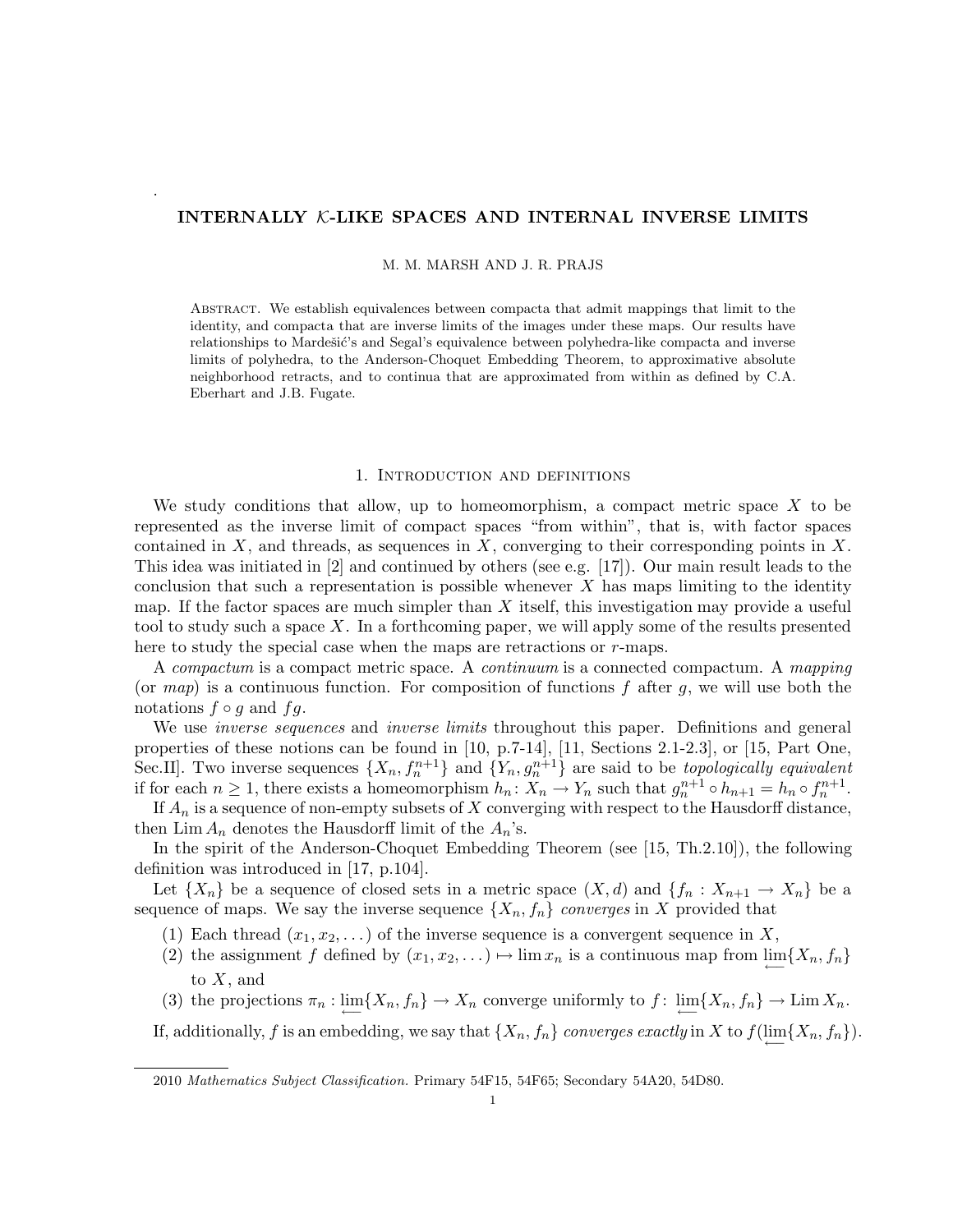# INTERNALLY $\mathcal{K}$-LIKE SPACES AND INTERNAL INVERSE LIMITS

M. M. MARSH AND J. R. PRAJS

ABSTRACT. We establish equivalences between compacta that admit mappings that limit to the identity, and compacta that are inverse limits of the images under these maps. Our results have relationships to Mardešić's and Segal's equivalence between polyhedra-like compacta and inverse limits of polyhedra, to the Anderson-Choquet Embedding Theorem, to approximative absolute neighborhood retracts, and to continua that are approximated from within as defined by C.A. Eberhart and J.B. Fugate.

## 1. Introduction and definitions

We study conditions that allow, up to homeomorphism, a compact metric space $X$ to be represented as the inverse limit of compact spaces "from within", that is, with factor spaces contained in $X$, and threads, as sequences in $X$, converging to their corresponding points in $X$. This idea was initiated in [2] and continued by others (see e.g. [17]). Our main result leads to the conclusion that such a representation is possible whenever $X$ has maps limiting to the identity map. If the factor spaces are much simpler than $X$ itself, this investigation may provide a useful tool to study such a space $X$. In a forthcoming paper, we will apply some of the results presented here to study the special case when the maps are retractions or $r$-maps.

A *compactum* is a compact metric space. A *continuum* is a connected compactum. A *mapping* (or *map*) is a continuous function. For composition of functions $f$ after $g$, we will use both the notations $f \circ g$ and $fg$.

We use *inverse sequences* and *inverse limits* throughout this paper. Definitions and general properties of these notions can be found in [10, p.7-14], [11, Sections 2.1-2.3], or [15, Part One, Sec.II]. Two inverse sequences $\{X_n, f_n^{n+1}\}$ and $\{Y_n, g_n^{n+1}\}$ are said to be *topologically equivalent* if for each $n \geq 1$, there exists a homeomorphism $h_n\colon X_n \to Y_n$ such that $g_n^{n+1} \circ h_{n+1} = h_n \circ f_n^{n+1}$.

If $A_n$ is a sequence of non-empty subsets of $X$ converging with respect to the Hausdorff distance, then $\operatorname{Lim} A_n$ denotes the Hausdorff limit of the $A_n$'s.

In the spirit of the Anderson-Choquet Embedding Theorem (see [15, Th.2.10]), the following definition was introduced in [17, p.104].

Let $\{X_n\}$ be a sequence of closed sets in a metric space $(X, d)$ and $\{f_n : X_{n+1} \to X_n\}$ be a sequence of maps. We say the inverse sequence $\{X_n, f_n\}$ *converges* in $X$ provided that

1. Each thread $(x_1, x_2, \dots)$ of the inverse sequence is a convergent sequence in $X$,
2. the assignment $f$ defined by $(x_1, x_2, \dots) \mapsto \lim x_n$ is a continuous map from $\varprojlim\{X_n, f_n\}$ to $X$, and
3. the projections $\pi_n : \varprojlim\{X_n, f_n\} \to X_n$ converge uniformly to $f\colon \varprojlim\{X_n, f_n\} \to \operatorname{Lim} X_n$.

If, additionally, $f$ is an embedding, we say that $\{X_n, f_n\}$ *converges exactly* in $X$ to $f(\varprojlim\{X_n, f_n\})$.

2010 *Mathematics Subject Classification.* Primary 54F15, 54F65; Secondary 54A20, 54D80.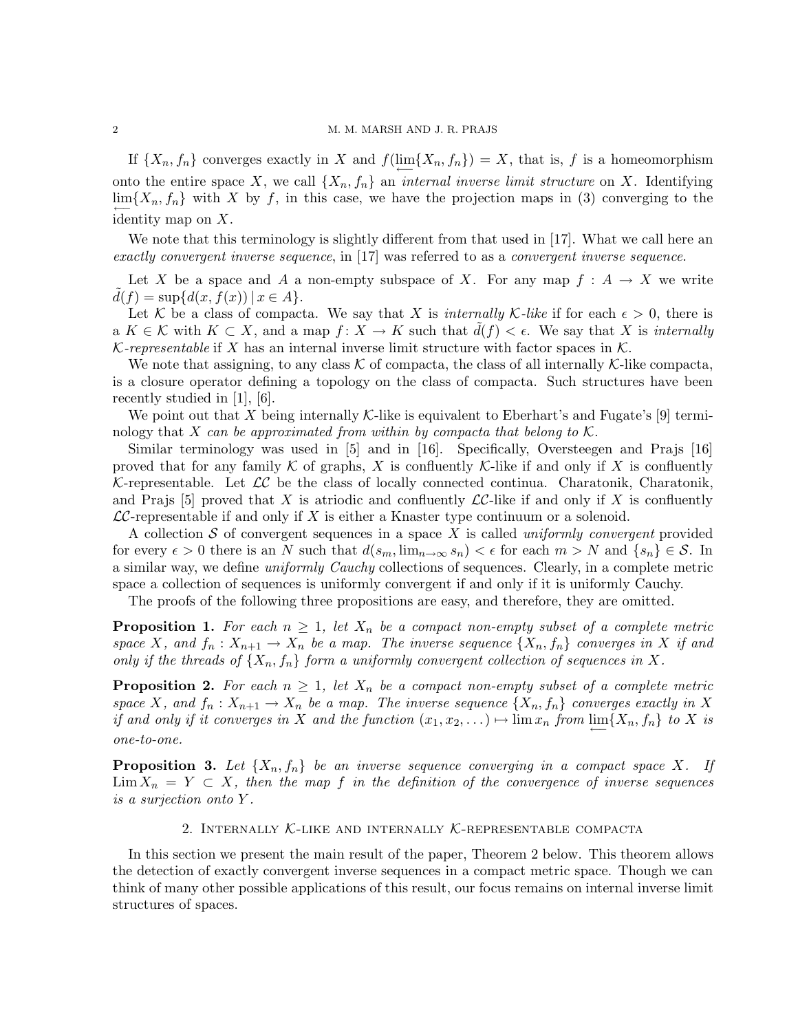If $\{X_n, f_n\}$ converges exactly in $X$ and $f(\varprojlim\{X_n, f_n\}) = X$, that is, $f$ is a homeomorphism onto the entire space $X$, we call $\{X_n, f_n\}$ an *internal inverse limit structure* on $X$. Identifying $\varprojlim\{X_n, f_n\}$ with $X$ by $f$, in this case, we have the projection maps in (3) converging to the identity map on $X$.

We note that this terminology is slightly different from that used in [17]. What we call here an *exactly convergent inverse sequence*, in [17] was referred to as a *convergent inverse sequence*.

Let $X$ be a space and $A$ a non-empty subspace of $X$. For any map $f : A \to X$ we write $\tilde{d}(f) = \sup\{d(x, f(x)) \,|\, x \in A\}$.

Let $\mathcal{K}$ be a class of compacta. We say that $X$ is *internally $\mathcal{K}$-like* if for each $\epsilon > 0$, there is a $K \in \mathcal{K}$ with $K \subset X$, and a map $f : X \to K$ such that $\tilde{d}(f) < \epsilon$. We say that $X$ is *internally $\mathcal{K}$-representable* if $X$ has an internal inverse limit structure with factor spaces in $\mathcal{K}$.

We note that assigning, to any class $\mathcal{K}$ of compacta, the class of all internally $\mathcal{K}$-like compacta, is a closure operator defining a topology on the class of compacta. Such structures have been recently studied in [1], [6].

We point out that $X$ being internally $\mathcal{K}$-like is equivalent to Eberhart's and Fugate's [9] terminology that $X$ *can be approximated from within by compacta that belong to* $\mathcal{K}$.

Similar terminology was used in [5] and in [16]. Specifically, Oversteegen and Prajs [16] proved that for any family $\mathcal{K}$ of graphs, $X$ is confluently $\mathcal{K}$-like if and only if $X$ is confluently $\mathcal{K}$-representable. Let $\mathcal{LC}$ be the class of locally connected continua. Charatonik, Charatonik, and Prajs [5] proved that $X$ is atriodic and confluently $\mathcal{LC}$-like if and only if $X$ is confluently $\mathcal{LC}$-representable if and only if $X$ is either a Knaster type continuum or a solenoid.

A collection $\mathcal{S}$ of convergent sequences in a space $X$ is called *uniformly convergent* provided for every $\epsilon > 0$ there is an $N$ such that $d(s_m, \lim_{n\to\infty} s_n) < \epsilon$ for each $m > N$ and $\{s_n\} \in \mathcal{S}$. In a similar way, we define *uniformly Cauchy* collections of sequences. Clearly, in a complete metric space a collection of sequences is uniformly convergent if and only if it is uniformly Cauchy.

The proofs of the following three propositions are easy, and therefore, they are omitted.

**Proposition 1.** *For each $n \geq 1$, let $X_n$ be a compact non-empty subset of a complete metric space $X$, and $f_n : X_{n+1} \to X_n$ be a map. The inverse sequence $\{X_n, f_n\}$ converges in $X$ if and only if the threads of $\{X_n, f_n\}$ form a uniformly convergent collection of sequences in $X$.*

**Proposition 2.** *For each $n \geq 1$, let $X_n$ be a compact non-empty subset of a complete metric space $X$, and $f_n : X_{n+1} \to X_n$ be a map. The inverse sequence $\{X_n, f_n\}$ converges exactly in $X$ if and only if it converges in $X$ and the function $(x_1, x_2, \dots) \mapsto \lim x_n$ from $\varprojlim\{X_n, f_n\}$ to $X$ is one-to-one.*

**Proposition 3.** *Let $\{X_n, f_n\}$ be an inverse sequence converging in a compact space $X$. If $\operatorname{Lim} X_n = Y \subset X$, then the map $f$ in the definition of the convergence of inverse sequences is a surjection onto $Y$.*

## 2. Internally $\mathcal{K}$-like and internally $\mathcal{K}$-representable compacta

In this section we present the main result of the paper, Theorem 2 below. This theorem allows the detection of exactly convergent inverse sequences in a compact metric space. Though we can think of many other possible applications of this result, our focus remains on internal inverse limit structures of spaces.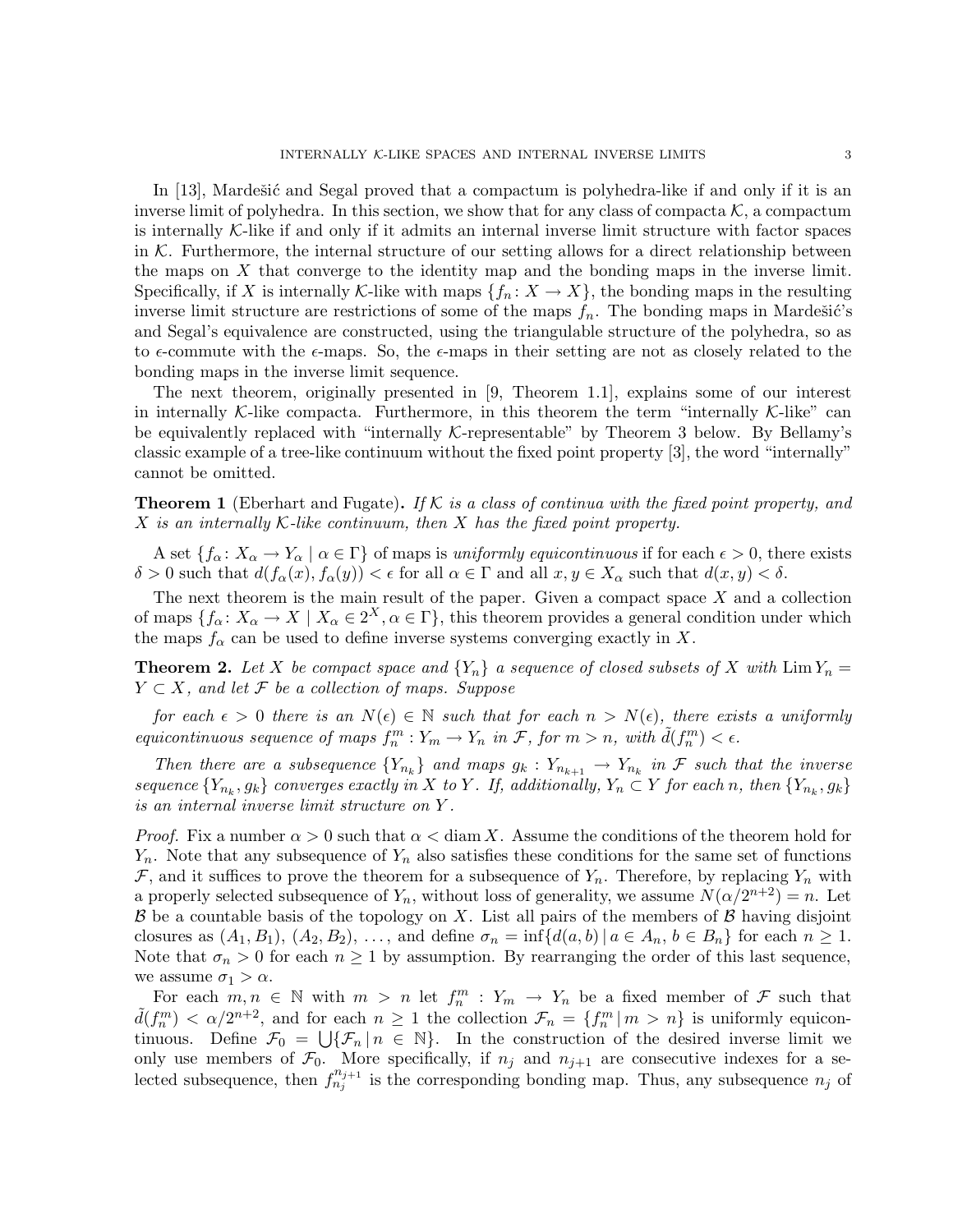In [13], Mardešić and Segal proved that a compactum is polyhedra-like if and only if it is an inverse limit of polyhedra. In this section, we show that for any class of compacta $\mathcal{K}$, a compactum is internally $\mathcal{K}$-like if and only if it admits an internal inverse limit structure with factor spaces in $\mathcal{K}$. Furthermore, the internal structure of our setting allows for a direct relationship between the maps on $X$ that converge to the identity map and the bonding maps in the inverse limit. Specifically, if $X$ is internally $\mathcal{K}$-like with maps $\{f_n \colon X \to X\}$, the bonding maps in the resulting inverse limit structure are restrictions of some of the maps $f_n$. The bonding maps in Mardešić's and Segal's equivalence are constructed, using the triangulable structure of the polyhedra, so as to $\epsilon$-commute with the $\epsilon$-maps. So, the $\epsilon$-maps in their setting are not as closely related to the bonding maps in the inverse limit sequence.

The next theorem, originally presented in [9, Theorem 1.1], explains some of our interest in internally $\mathcal{K}$-like compacta. Furthermore, in this theorem the term "internally $\mathcal{K}$-like" can be equivalently replaced with "internally $\mathcal{K}$-representable" by Theorem 3 below. By Bellamy's classic example of a tree-like continuum without the fixed point property [3], the word "internally" cannot be omitted.

**Theorem 1** (Eberhart and Fugate). *If $\mathcal{K}$ is a class of continua with the fixed point property, and $X$ is an internally $\mathcal{K}$-like continuum, then $X$ has the fixed point property.*

A set $\{f_\alpha \colon X_\alpha \to Y_\alpha \mid \alpha \in \Gamma\}$ of maps is *uniformly equicontinuous* if for each $\epsilon > 0$, there exists $\delta > 0$ such that $d(f_\alpha(x), f_\alpha(y)) < \epsilon$ for all $\alpha \in \Gamma$ and all $x, y \in X_\alpha$ such that $d(x, y) < \delta$.

The next theorem is the main result of the paper. Given a compact space $X$ and a collection of maps $\{f_\alpha \colon X_\alpha \to X \mid X_\alpha \in 2^X, \alpha \in \Gamma\}$, this theorem provides a general condition under which the maps $f_\alpha$ can be used to define inverse systems converging exactly in $X$.

**Theorem 2.** *Let $X$ be compact space and $\{Y_n\}$ a sequence of closed subsets of $X$ with $\operatorname{Lim} Y_n = Y \subset X$, and let $\mathcal{F}$ be a collection of maps. Suppose*

*for each $\epsilon > 0$ there is an $N(\epsilon) \in \mathbb{N}$ such that for each $n > N(\epsilon)$, there exists a uniformly equicontinuous sequence of maps $f_n^m : Y_m \to Y_n$ in $\mathcal{F}$, for $m > n$, with $\tilde{d}(f_n^m) < \epsilon$.*

*Then there are a subsequence $\{Y_{n_k}\}$ and maps $g_k : Y_{n_{k+1}} \to Y_{n_k}$ in $\mathcal{F}$ such that the inverse sequence $\{Y_{n_k}, g_k\}$ converges exactly in $X$ to $Y$. If, additionally, $Y_n \subset Y$ for each $n$, then $\{Y_{n_k}, g_k\}$ is an internal inverse limit structure on $Y$.*

*Proof.* Fix a number $\alpha > 0$ such that $\alpha < \operatorname{diam} X$. Assume the conditions of the theorem hold for $Y_n$. Note that any subsequence of $Y_n$ also satisfies these conditions for the same set of functions $\mathcal{F}$, and it suffices to prove the theorem for a subsequence of $Y_n$. Therefore, by replacing $Y_n$ with a properly selected subsequence of $Y_n$, without loss of generality, we assume $N(\alpha/2^{n+2}) = n$. Let $\mathcal{B}$ be a countable basis of the topology on $X$. List all pairs of the members of $\mathcal{B}$ having disjoint closures as $(A_1, B_1)$, $(A_2, B_2)$, $\ldots$, and define $\sigma_n = \inf\{d(a, b) \mid a \in A_n,\, b \in B_n\}$ for each $n \geq 1$. Note that $\sigma_n > 0$ for each $n \geq 1$ by assumption. By rearranging the order of this last sequence, we assume $\sigma_1 > \alpha$.

For each $m, n \in \mathbb{N}$ with $m > n$ let $f_n^m : Y_m \to Y_n$ be a fixed member of $\mathcal{F}$ such that $\tilde{d}(f_n^m) < \alpha/2^{n+2}$, and for each $n \geq 1$ the collection $\mathcal{F}_n = \{f_n^m \mid m > n\}$ is uniformly equicontinuous. Define $\mathcal{F}_0 = \bigcup\{\mathcal{F}_n \mid n \in \mathbb{N}\}$. In the construction of the desired inverse limit we only use members of $\mathcal{F}_0$. More specifically, if $n_j$ and $n_{j+1}$ are consecutive indexes for a selected subsequence, then $f_{n_j}^{n_{j+1}}$ is the corresponding bonding map. Thus, any subsequence $n_j$ of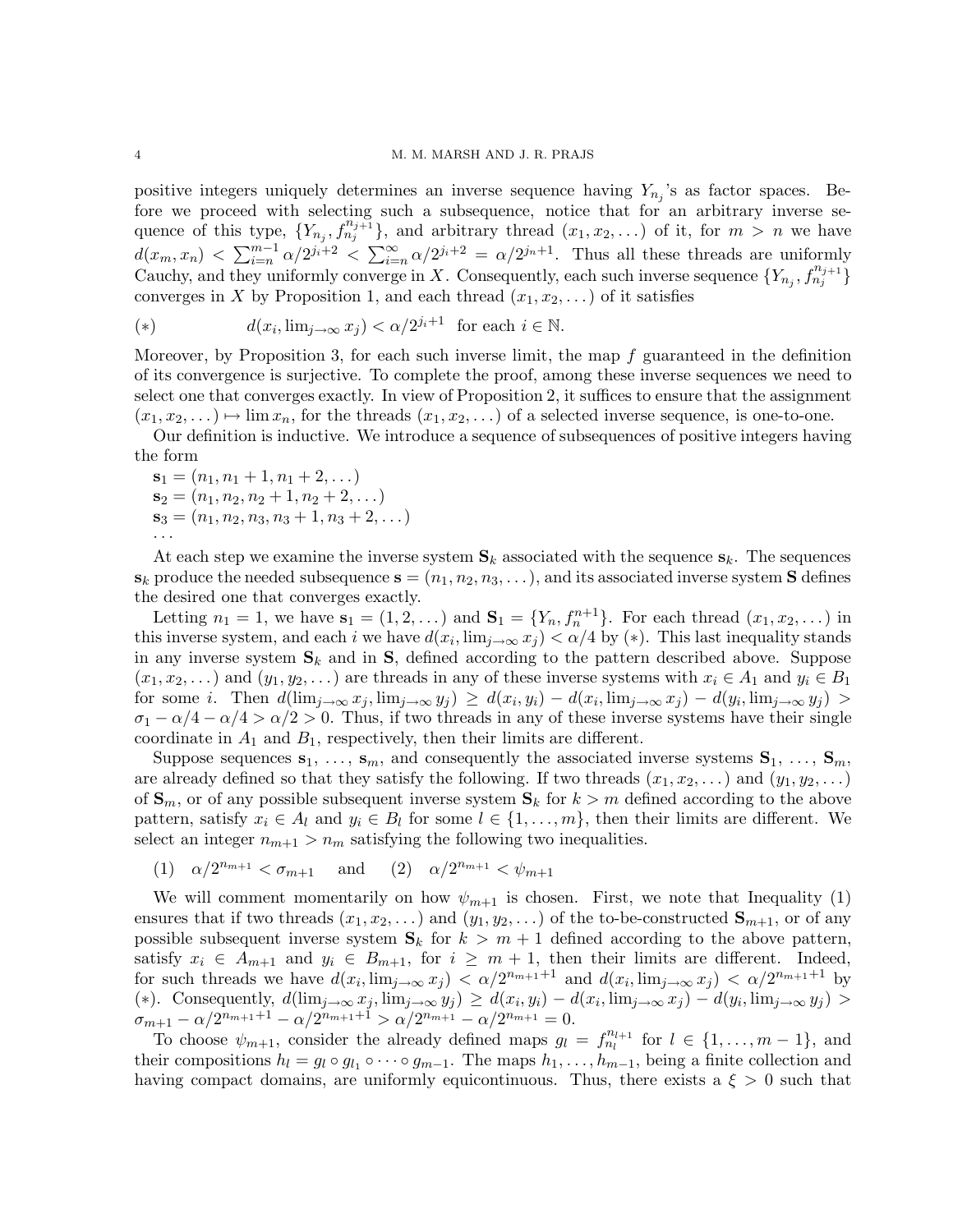positive integers uniquely determines an inverse sequence having $Y_{n_j}$'s as factor spaces. Before we proceed with selecting such a subsequence, notice that for an arbitrary inverse sequence of this type, $\{Y_{n_j}, f_{n_j}^{n_{j+1}}\}$, and arbitrary thread $(x_1, x_2, \dots)$ of it, for $m > n$ we have $d(x_m, x_n) < \sum_{i=n}^{m-1} \alpha/2^{j_i+2} < \sum_{i=n}^{\infty} \alpha/2^{j_i+2} = \alpha/2^{j_n+1}$. Thus all these threads are uniformly Cauchy, and they uniformly converge in $X$. Consequently, each such inverse sequence $\{Y_{n_j}, f_{n_j}^{n_{j+1}}\}$ converges in $X$ by Proposition 1, and each thread $(x_1, x_2, \dots)$ of it satisfies

$$(*) \qquad d(x_i, \lim_{j\to\infty} x_j) < \alpha/2^{j_i+1} \text{ for each } i \in \mathbb{N}.$$

Moreover, by Proposition 3, for each such inverse limit, the map $f$ guaranteed in the definition of its convergence is surjective. To complete the proof, among these inverse sequences we need to select one that converges exactly. In view of Proposition 2, it suffices to ensure that the assignment $(x_1, x_2, \dots) \mapsto \lim x_n$, for the threads $(x_1, x_2, \dots)$ of a selected inverse sequence, is one-to-one.

Our definition is inductive. We introduce a sequence of subsequences of positive integers having the form

$\mathbf{s}_1 = (n_1, n_1 + 1, n_1 + 2, \dots)$
$\mathbf{s}_2 = (n_1, n_2, n_2 + 1, n_2 + 2, \dots)$
$\mathbf{s}_3 = (n_1, n_2, n_3, n_3 + 1, n_3 + 2, \dots)$
$\dots$

At each step we examine the inverse system $\mathbf{S}_k$ associated with the sequence $\mathbf{s}_k$. The sequences $\mathbf{s}_k$ produce the needed subsequence $\mathbf{s} = (n_1, n_2, n_3, \dots)$, and its associated inverse system $\mathbf{S}$ defines the desired one that converges exactly.

Letting $n_1 = 1$, we have $\mathbf{s}_1 = (1, 2, \dots)$ and $\mathbf{S}_1 = \{Y_n, f_n^{n+1}\}$. For each thread $(x_1, x_2, \dots)$ in this inverse system, and each $i$ we have $d(x_i, \lim_{j\to\infty} x_j) < \alpha/4$ by $(*)$. This last inequality stands in any inverse system $\mathbf{S}_k$ and in $\mathbf{S}$, defined according to the pattern described above. Suppose $(x_1, x_2, \dots)$ and $(y_1, y_2, \dots)$ are threads in any of these inverse systems with $x_i \in A_1$ and $y_i \in B_1$ for some $i$. Then $d(\lim_{j\to\infty} x_j, \lim_{j\to\infty} y_j) \geq d(x_i, y_i) - d(x_i, \lim_{j\to\infty} x_j) - d(y_i, \lim_{j\to\infty} y_j) > \sigma_1 - \alpha/4 - \alpha/4 > \alpha/2 > 0$. Thus, if two threads in any of these inverse systems have their single coordinate in $A_1$ and $B_1$, respectively, then their limits are different.

Suppose sequences $\mathbf{s}_1, \dots, \mathbf{s}_m$, and consequently the associated inverse systems $\mathbf{S}_1, \dots, \mathbf{S}_m$, are already defined so that they satisfy the following. If two threads $(x_1, x_2, \dots)$ and $(y_1, y_2, \dots)$ of $\mathbf{S}_m$, or of any possible subsequent inverse system $\mathbf{S}_k$ for $k > m$ defined according to the above pattern, satisfy $x_i \in A_l$ and $y_i \in B_l$ for some $l \in \{1, \dots, m\}$, then their limits are different. We select an integer $n_{m+1} > n_m$ satisfying the following two inequalities.

$$(1) \quad \alpha/2^{n_{m+1}} < \sigma_{m+1} \quad \text{and} \quad (2) \quad \alpha/2^{n_{m+1}} < \psi_{m+1}$$

We will comment momentarily on how $\psi_{m+1}$ is chosen. First, we note that Inequality (1) ensures that if two threads $(x_1, x_2, \dots)$ and $(y_1, y_2, \dots)$ of the to-be-constructed $\mathbf{S}_{m+1}$, or of any possible subsequent inverse system $\mathbf{S}_k$ for $k > m + 1$ defined according to the above pattern, satisfy $x_i \in A_{m+1}$ and $y_i \in B_{m+1}$, for $i \geq m + 1$, then their limits are different. Indeed, for such threads we have $d(x_i, \lim_{j\to\infty} x_j) < \alpha/2^{n_{m+1}+1}$ and $d(x_i, \lim_{j\to\infty} x_j) < \alpha/2^{n_{m+1}+1}$ by $(*)$. Consequently, $d(\lim_{j\to\infty} x_j, \lim_{j\to\infty} y_j) \geq d(x_i, y_i) - d(x_i, \lim_{j\to\infty} x_j) - d(y_i, \lim_{j\to\infty} y_j) > \sigma_{m+1} - \alpha/2^{n_{m+1}+1} - \alpha/2^{n_{m+1}+1} > \alpha/2^{n_{m+1}} - \alpha/2^{n_{m+1}} = 0$.

To choose $\psi_{m+1}$, consider the already defined maps $g_l = f_{n_l}^{n_{l+1}}$ for $l \in \{1, \dots, m-1\}$, and their compositions $h_l = g_l \circ g_{l_1} \circ \dots \circ g_{m-1}$. The maps $h_1, \dots, h_{m-1}$, being a finite collection and having compact domains, are uniformly equicontinuous. Thus, there exists a $\xi > 0$ such that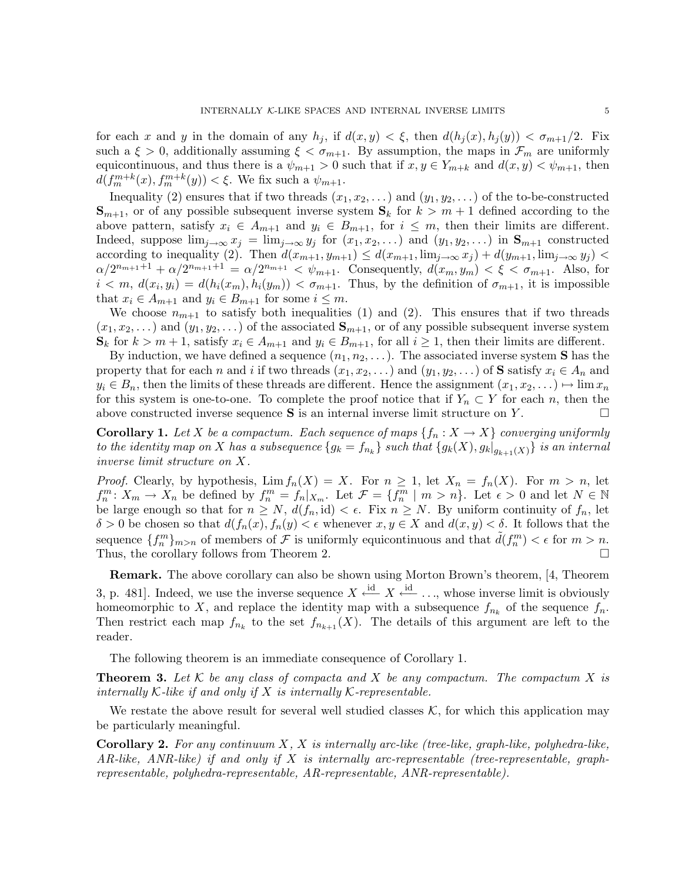for each $x$ and $y$ in the domain of any $h_j$, if $d(x, y) < \xi$, then $d(h_j(x), h_j(y)) < \sigma_{m+1}/2$. Fix such a $\xi > 0$, additionally assuming $\xi < \sigma_{m+1}$. By assumption, the maps in $\mathcal{F}_m$ are uniformly equicontinuous, and thus there is a $\psi_{m+1} > 0$ such that if $x, y \in Y_{m+k}$ and $d(x, y) < \psi_{m+1}$, then $d(f_m^{m+k}(x), f_m^{m+k}(y)) < \xi$. We fix such a $\psi_{m+1}$.

Inequality (2) ensures that if two threads $(x_1, x_2, \dots)$ and $(y_1, y_2, \dots)$ of the to-be-constructed $\mathbf{S}_{m+1}$, or of any possible subsequent inverse system $\mathbf{S}_k$ for $k > m+1$ defined according to the above pattern, satisfy $x_i \in A_{m+1}$ and $y_i \in B_{m+1}$, for $i \leq m$, then their limits are different. Indeed, suppose $\lim_{j\to\infty} x_j = \lim_{j\to\infty} y_j$ for $(x_1, x_2, \dots)$ and $(y_1, y_2, \dots)$ in $\mathbf{S}_{m+1}$ constructed according to inequality (2). Then $d(x_{m+1}, y_{m+1}) \leq d(x_{m+1}, \lim_{j\to\infty} x_j) + d(y_{m+1}, \lim_{j\to\infty} y_j) < \alpha/2^{n_{m+1}+1} + \alpha/2^{n_{m+1}+1} = \alpha/2^{n_{m+1}} < \psi_{m+1}$. Consequently, $d(x_m, y_m) < \xi < \sigma_{m+1}$. Also, for $i < m$, $d(x_i, y_i) = d(h_i(x_m), h_i(y_m)) < \sigma_{m+1}$. Thus, by the definition of $\sigma_{m+1}$, it is impossible that $x_i \in A_{m+1}$ and $y_i \in B_{m+1}$ for some $i \leq m$.

We choose $n_{m+1}$ to satisfy both inequalities (1) and (2). This ensures that if two threads $(x_1, x_2, \dots)$ and $(y_1, y_2, \dots)$ of the associated $\mathbf{S}_{m+1}$, or of any possible subsequent inverse system $\mathbf{S}_k$ for $k > m+1$, satisfy $x_i \in A_{m+1}$ and $y_i \in B_{m+1}$, for all $i \geq 1$, then their limits are different.

By induction, we have defined a sequence $(n_1, n_2, \dots)$. The associated inverse system $\mathbf{S}$ has the property that for each $n$ and $i$ if two threads $(x_1, x_2, \dots)$ and $(y_1, y_2, \dots)$ of $\mathbf{S}$ satisfy $x_i \in A_n$ and $y_i \in B_n$, then the limits of these threads are different. Hence the assignment $(x_1, x_2, \dots) \mapsto \lim x_n$ for this system is one-to-one. To complete the proof notice that if $Y_n \subset Y$ for each $n$, then the above constructed inverse sequence $\mathbf{S}$ is an internal inverse limit structure on $Y$. $\square$

**Corollary 1.** *Let $X$ be a compactum. Each sequence of maps $\{f_n : X \to X\}$ converging uniformly to the identity map on $X$ has a subsequence $\{g_k = f_{n_k}\}$ such that $\{g_k(X), g_k|_{g_{k+1}(X)}\}$ is an internal inverse limit structure on $X$.*

*Proof.* Clearly, by hypothesis, $\operatorname{Lim} f_n(X) = X$. For $n \geq 1$, let $X_n = f_n(X)$. For $m > n$, let $f_n^m \colon X_m \to X_n$ be defined by $f_n^m = f_n|_{X_m}$. Let $\mathcal{F} = \{f_n^m \mid m > n\}$. Let $\epsilon > 0$ and let $N \in \mathbb{N}$ be large enough so that for $n \geq N$, $d(f_n, \mathrm{id}) < \epsilon$. Fix $n \geq N$. By uniform continuity of $f_n$, let $\delta > 0$ be chosen so that $d(f_n(x), f_n(y) < \epsilon$ whenever $x, y \in X$ and $d(x, y) < \delta$. It follows that the sequence $\{f_n^m\}_{m>n}$ of members of $\mathcal{F}$ is uniformly equicontinuous and that $\tilde{d}(f_n^m) < \epsilon$ for $m > n$. Thus, the corollary follows from Theorem 2. $\square$

**Remark.** The above corollary can also be shown using Morton Brown's theorem, [4, Theorem 3, p. 481]. Indeed, we use the inverse sequence $X \xleftarrow{\mathrm{id}} X \xleftarrow{\mathrm{id}} \dots$, whose inverse limit is obviously homeomorphic to $X$, and replace the identity map with a subsequence $f_{n_k}$ of the sequence $f_n$. Then restrict each map $f_{n_k}$ to the set $f_{n_{k+1}}(X)$. The details of this argument are left to the reader.

The following theorem is an immediate consequence of Corollary 1.

**Theorem 3.** *Let $\mathcal{K}$ be any class of compacta and $X$ be any compactum. The compactum $X$ is internally $\mathcal{K}$-like if and only if $X$ is internally $\mathcal{K}$-representable.*

We restate the above result for several well studied classes $\mathcal{K}$, for which this application may be particularly meaningful.

**Corollary 2.** *For any continuum $X$, $X$ is internally arc-like (tree-like, graph-like, polyhedra-like, AR-like, ANR-like) if and only if $X$ is internally arc-representable (tree-representable, graph-representable, polyhedra-representable, AR-representable, ANR-representable).*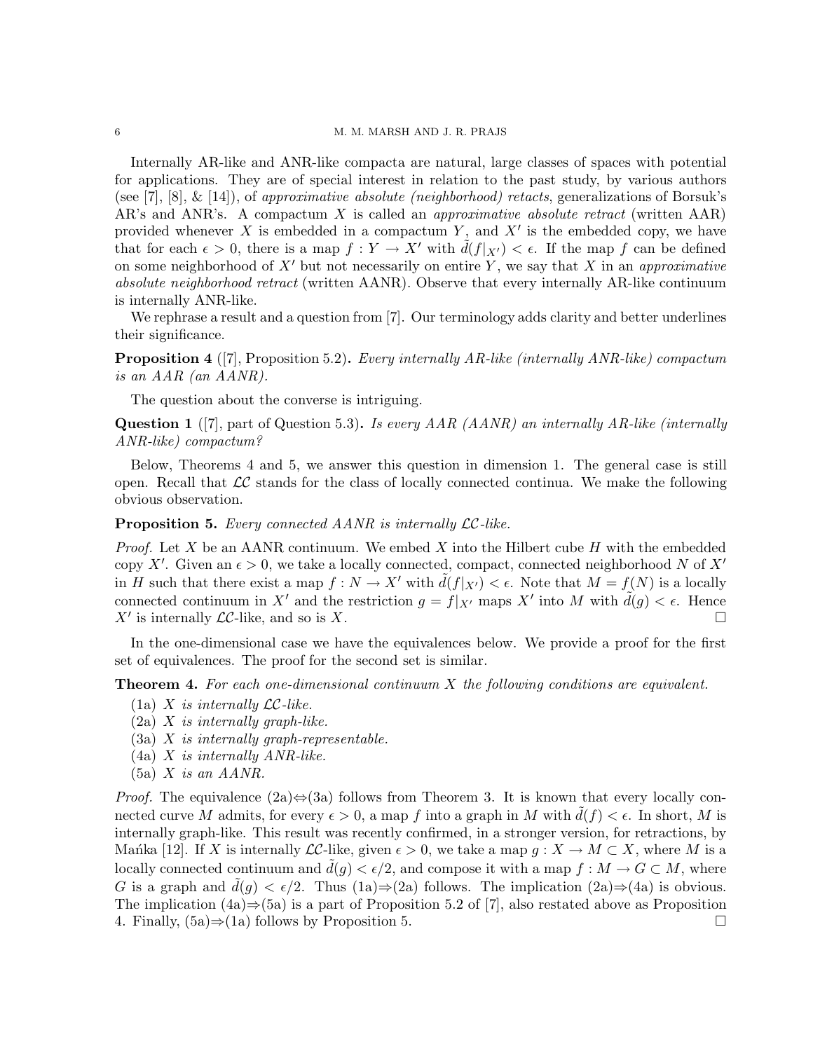Internally AR-like and ANR-like compacta are natural, large classes of spaces with potential for applications. They are of special interest in relation to the past study, by various authors (see [7], [8], & [14]), of *approximative absolute (neighborhood) retacts*, generalizations of Borsuk's AR's and ANR's. A compactum $X$ is called an *approximative absolute retract* (written AAR) provided whenever $X$ is embedded in a compactum $Y$, and $X'$ is the embedded copy, we have that for each $\epsilon > 0$, there is a map $f : Y \to X'$ with $\tilde{d}(f|_{X'}) < \epsilon$. If the map $f$ can be defined on some neighborhood of $X'$ but not necessarily on entire $Y$, we say that $X$ in an *approximative absolute neighborhood retract* (written AANR). Observe that every internally AR-like continuum is internally ANR-like.

We rephrase a result and a question from [7]. Our terminology adds clarity and better underlines their significance.

**Proposition 4** ([7], Proposition 5.2)**.** *Every internally AR-like (internally ANR-like) compactum is an AAR (an AANR).*

The question about the converse is intriguing.

**Question 1** ([7], part of Question 5.3)**.** *Is every AAR (AANR) an internally AR-like (internally ANR-like) compactum?*

Below, Theorems 4 and 5, we answer this question in dimension 1. The general case is still open. Recall that $\mathcal{LC}$ stands for the class of locally connected continua. We make the following obvious observation.

**Proposition 5.** *Every connected AANR is internally $\mathcal{LC}$-like.*

*Proof.* Let $X$ be an AANR continuum. We embed $X$ into the Hilbert cube $H$ with the embedded copy $X'$. Given an $\epsilon > 0$, we take a locally connected, compact, connected neighborhood $N$ of $X'$ in $H$ such that there exist a map $f : N \to X'$ with $\tilde{d}(f|_{X'}) < \epsilon$. Note that $M = f(N)$ is a locally connected continuum in $X'$ and the restriction $g = f|_{X'}$ maps $X'$ into $M$ with $\tilde{d}(g) < \epsilon$. Hence $X'$ is internally $\mathcal{LC}$-like, and so is $X$. □

In the one-dimensional case we have the equivalences below. We provide a proof for the first set of equivalences. The proof for the second set is similar.

**Theorem 4.** *For each one-dimensional continuum $X$ the following conditions are equivalent.*

(1a) *$X$ is internally $\mathcal{LC}$-like.*
(2a) *$X$ is internally graph-like.*
(3a) *$X$ is internally graph-representable.*
(4a) *$X$ is internally ANR-like.*
(5a) *$X$ is an AANR.*

*Proof.* The equivalence (2a)⇔(3a) follows from Theorem 3. It is known that every locally connected curve $M$ admits, for every $\epsilon > 0$, a map $f$ into a graph in $M$ with $\tilde{d}(f) < \epsilon$. In short, $M$ is internally graph-like. This result was recently confirmed, in a stronger version, for retractions, by Mańka [12]. If $X$ is internally $\mathcal{LC}$-like, given $\epsilon > 0$, we take a map $g : X \to M \subset X$, where $M$ is a locally connected continuum and $\tilde{d}(g) < \epsilon/2$, and compose it with a map $f : M \to G \subset M$, where $G$ is a graph and $\tilde{d}(g) < \epsilon/2$. Thus (1a)⇒(2a) follows. The implication (2a)⇒(4a) is obvious. The implication (4a)⇒(5a) is a part of Proposition 5.2 of [7], also restated above as Proposition 4. Finally, (5a)⇒(1a) follows by Proposition 5. □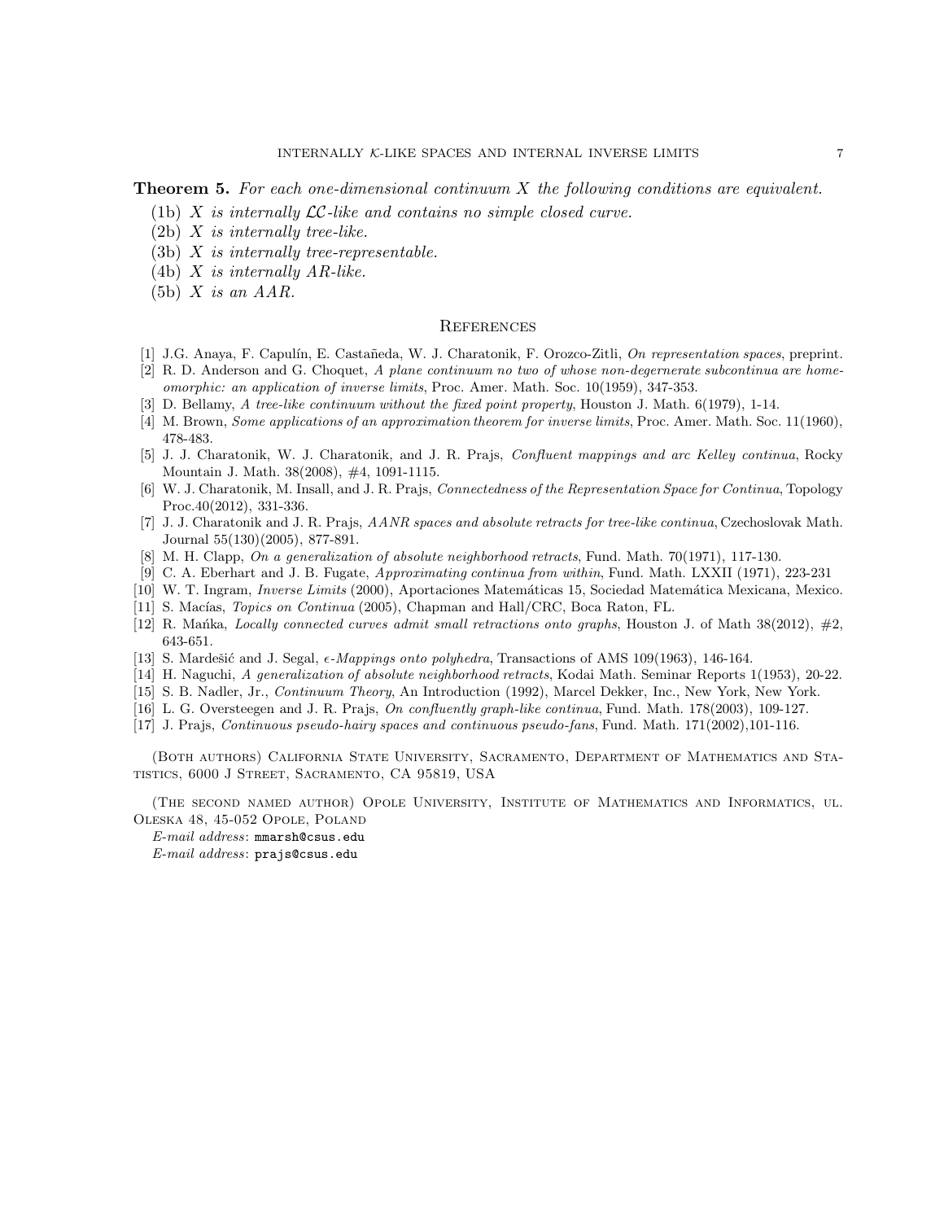**Theorem 5.** *For each one-dimensional continuum $X$ the following conditions are equivalent.*

(1b) *$X$ is internally $\mathcal{LC}$-like and contains no simple closed curve.*
(2b) *$X$ is internally tree-like.*
(3b) *$X$ is internally tree-representable.*
(4b) *$X$ is internally AR-like.*
(5b) *$X$ is an AAR.*

## References

[1] J.G. Anaya, F. Capulín, E. Castañeda, W. J. Charatonik, F. Orozco-Zitli, *On representation spaces*, preprint.

[2] R. D. Anderson and G. Choquet, *A plane continuum no two of whose non-degernerate subcontinua are homeomorphic: an application of inverse limits*, Proc. Amer. Math. Soc. 10(1959), 347-353.

[3] D. Bellamy, *A tree-like continuum without the fixed point property*, Houston J. Math. 6(1979), 1-14.

[4] M. Brown, *Some applications of an approximation theorem for inverse limits*, Proc. Amer. Math. Soc. 11(1960), 478-483.

[5] J. J. Charatonik, W. J. Charatonik, and J. R. Prajs, *Confluent mappings and arc Kelley continua*, Rocky Mountain J. Math. 38(2008), #4, 1091-1115.

[6] W. J. Charatonik, M. Insall, and J. R. Prajs, *Connectedness of the Representation Space for Continua*, Topology Proc.40(2012), 331-336.

[7] J. J. Charatonik and J. R. Prajs, *AANR spaces and absolute retracts for tree-like continua*, Czechoslovak Math. Journal 55(130)(2005), 877-891.

[8] M. H. Clapp, *On a generalization of absolute neighborhood retracts*, Fund. Math. 70(1971), 117-130.

[9] C. A. Eberhart and J. B. Fugate, *Approximating continua from within*, Fund. Math. LXXII (1971), 223-231

[10] W. T. Ingram, *Inverse Limits* (2000), Aportaciones Matemáticas 15, Sociedad Matemática Mexicana, Mexico.

[11] S. Macías, *Topics on Continua* (2005), Chapman and Hall/CRC, Boca Raton, FL.

[12] R. Mańka, *Locally connected curves admit small retractions onto graphs*, Houston J. of Math 38(2012), #2, 643-651.

[13] S. Mardešić and J. Segal, *$\epsilon$-Mappings onto polyhedra*, Transactions of AMS 109(1963), 146-164.

[14] H. Naguchi, *A generalization of absolute neighborhood retracts*, Kodai Math. Seminar Reports 1(1953), 20-22.

[15] S. B. Nadler, Jr., *Continuum Theory*, An Introduction (1992), Marcel Dekker, Inc., New York, New York.

[16] L. G. Oversteegen and J. R. Prajs, *On confluently graph-like continua*, Fund. Math. 178(2003), 109-127.

[17] J. Prajs, *Continuous pseudo-hairy spaces and continuous pseudo-fans*, Fund. Math. 171(2002),101-116.

(Both authors) California State University, Sacramento, Department of Mathematics and Statistics, 6000 J Street, Sacramento, CA 95819, USA

(The second named author) Opole University, Institute of Mathematics and Informatics, ul. Oleska 48, 45-052 Opole, Poland

*E-mail address*: mmarsh@csus.edu

*E-mail address*: prajs@csus.edu